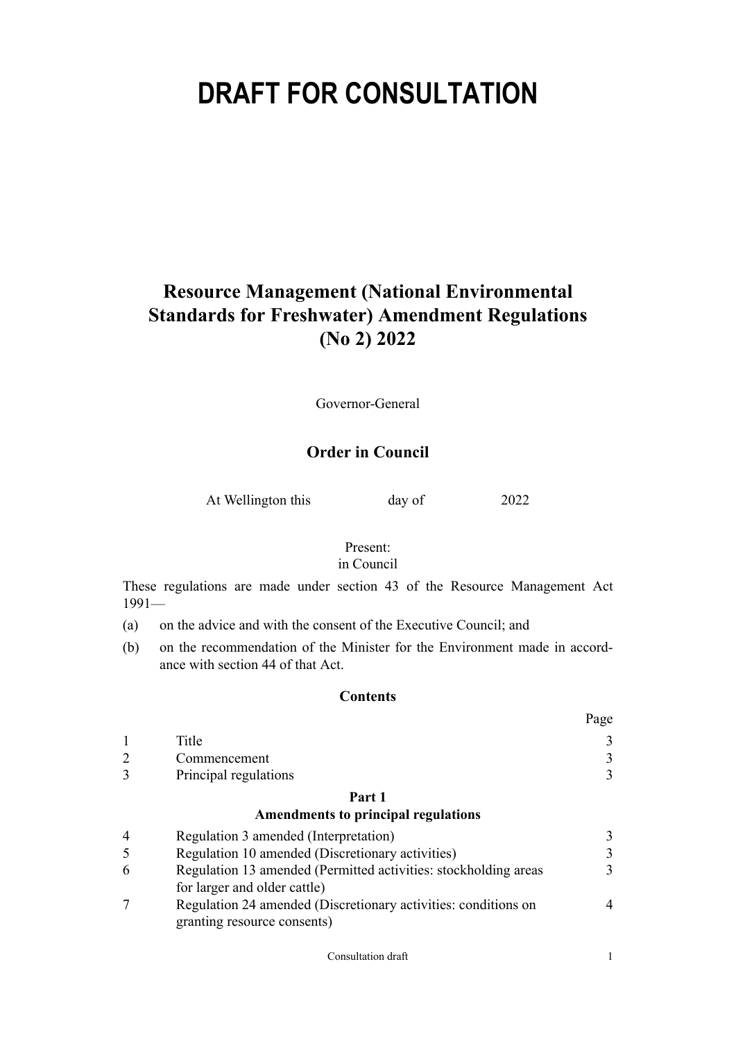# DRAFT FOR CONSULTATION

## Resource Management (National Environmental Standards for Freshwater) Amendment Regulations (No 2) 2022

Governor-General

### Order in Council

At Wellington this day of 2022

Present:
in Council

These regulations are made under section 43 of the Resource Management Act 1991—

(a) on the advice and with the consent of the Executive Council; and

(b) on the recommendation of the Minister for the Environment made in accordance with section 44 of that Act.

### Contents

| | | Page |
|---|---|---|
| 1 | Title | 3 |
| 2 | Commencement | 3 |
| 3 | Principal regulations | 3 |
| | **Part 1** **Amendments to principal regulations** | |
| 4 | Regulation 3 amended (Interpretation) | 3 |
| 5 | Regulation 10 amended (Discretionary activities) | 3 |
| 6 | Regulation 13 amended (Permitted activities: stockholding areas for larger and older cattle) | 3 |
| 7 | Regulation 24 amended (Discretionary activities: conditions on granting resource consents) | 4 |

Consultation draft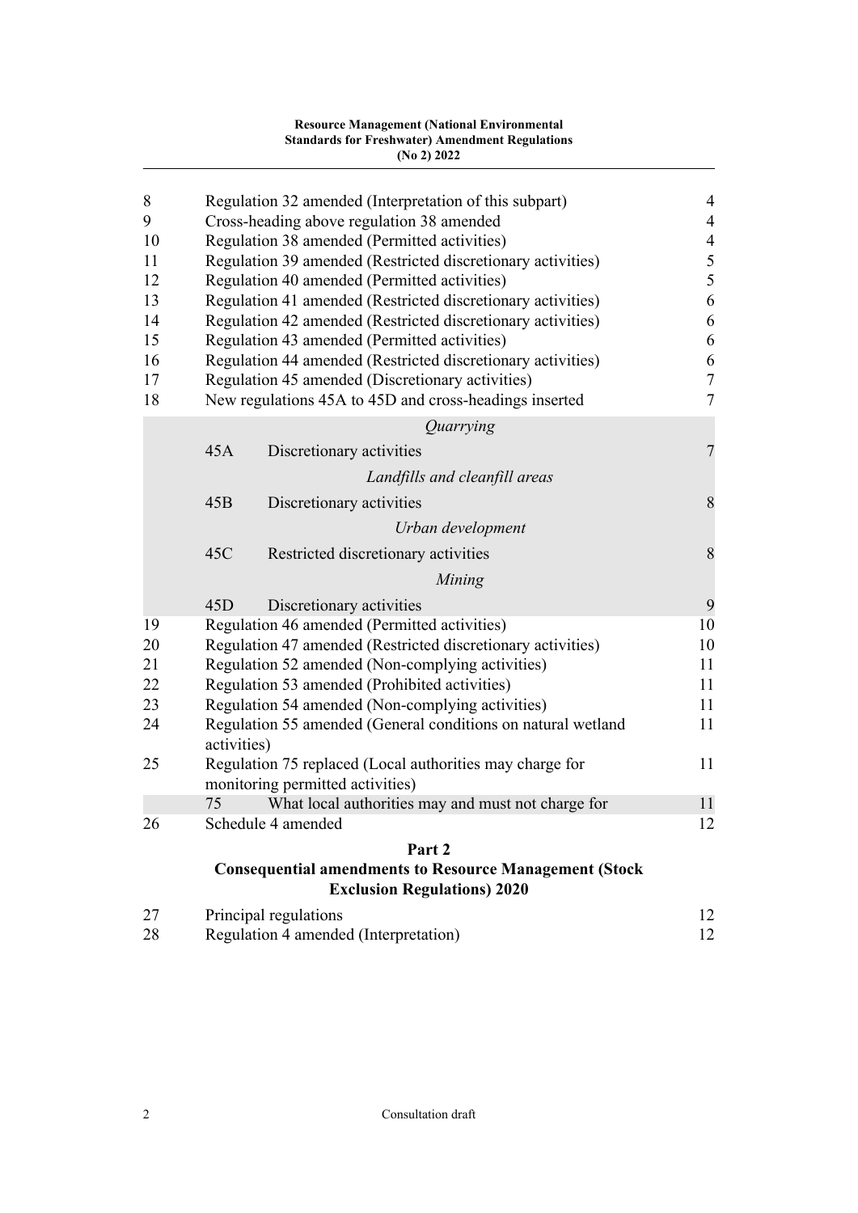| | | |
|---|---|---|
| 8 | Regulation 32 amended (Interpretation of this subpart) | 4 |
| 9 | Cross-heading above regulation 38 amended | 4 |
| 10 | Regulation 38 amended (Permitted activities) | 4 |
| 11 | Regulation 39 amended (Restricted discretionary activities) | 5 |
| 12 | Regulation 40 amended (Permitted activities) | 5 |
| 13 | Regulation 41 amended (Restricted discretionary activities) | 6 |
| 14 | Regulation 42 amended (Restricted discretionary activities) | 6 |
| 15 | Regulation 43 amended (Permitted activities) | 6 |
| 16 | Regulation 44 amended (Restricted discretionary activities) | 6 |
| 17 | Regulation 45 amended (Discretionary activities) | 7 |
| 18 | New regulations 45A to 45D and cross-headings inserted | 7 |
| | *Quarrying* | |
| 45A | Discretionary activities | 7 |
| | *Landfills and cleanfill areas* | |
| 45B | Discretionary activities | 8 |
| | *Urban development* | |
| 45C | Restricted discretionary activities | 8 |
| | *Mining* | |
| 45D | Discretionary activities | 9 |
| 19 | Regulation 46 amended (Permitted activities) | 10 |
| 20 | Regulation 47 amended (Restricted discretionary activities) | 10 |
| 21 | Regulation 52 amended (Non-complying activities) | 11 |
| 22 | Regulation 53 amended (Prohibited activities) | 11 |
| 23 | Regulation 54 amended (Non-complying activities) | 11 |
| 24 | Regulation 55 amended (General conditions on natural wetland activities) | 11 |
| 25 | Regulation 75 replaced (Local authorities may charge for monitoring permitted activities) | 11 |
| 75 | What local authorities may and must not charge for | 11 |
| 26 | Schedule 4 amended | 12 |

## Part 2
### Consequential amendments to Resource Management (Stock Exclusion Regulations) 2020

| | | |
|---|---|---|
| 27 | Principal regulations | 12 |
| 28 | Regulation 4 amended (Interpretation) | 12 |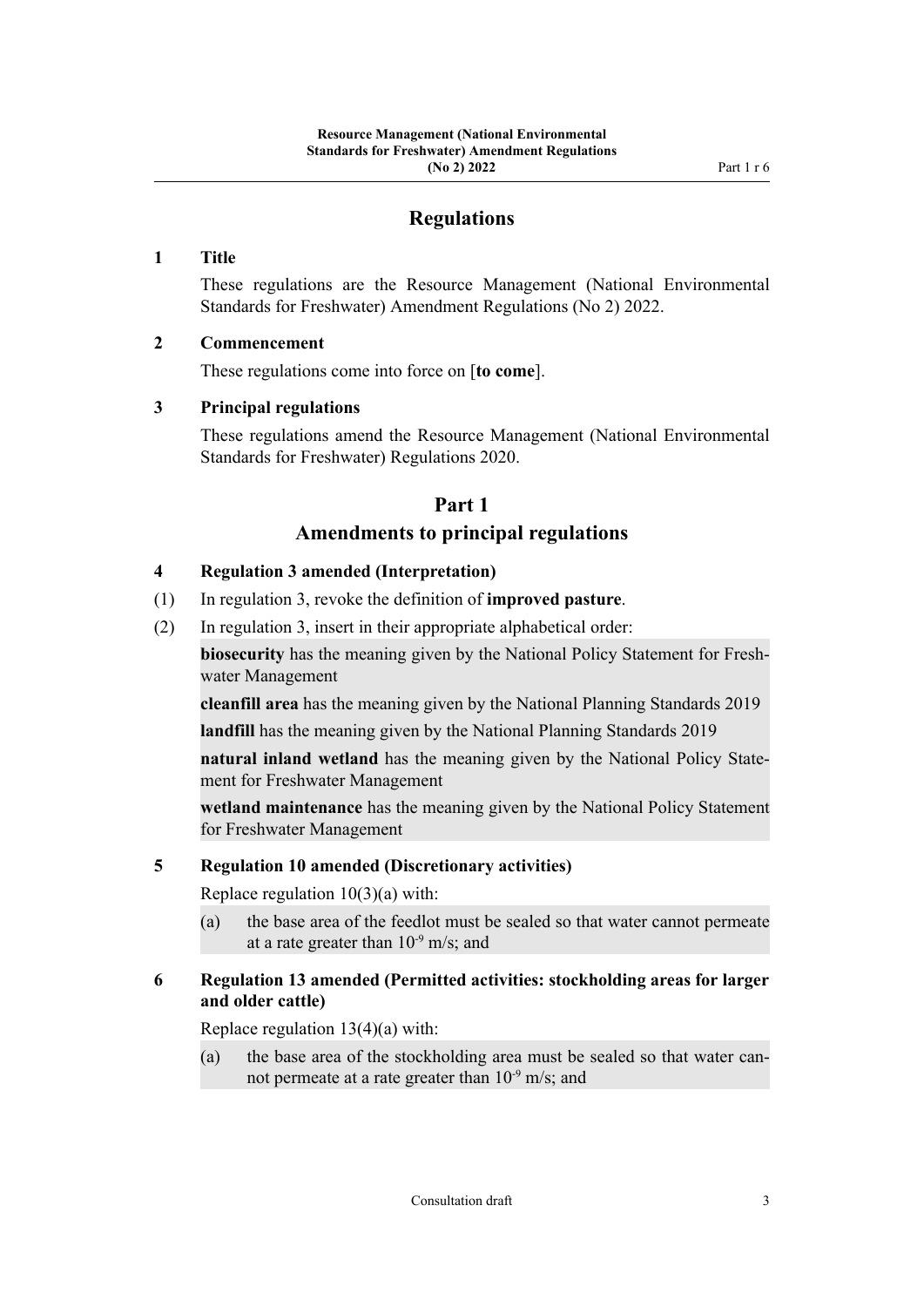# Regulations

### 1 Title

These regulations are the Resource Management (National Environmental Standards for Freshwater) Amendment Regulations (No 2) 2022.

### 2 Commencement

These regulations come into force on [**to come**].

### 3 Principal regulations

These regulations amend the Resource Management (National Environmental Standards for Freshwater) Regulations 2020.

## Part 1
## Amendments to principal regulations

### 4 Regulation 3 amended (Interpretation)

(1) In regulation 3, revoke the definition of **improved pasture**.

(2) In regulation 3, insert in their appropriate alphabetical order:

**biosecurity** has the meaning given by the National Policy Statement for Freshwater Management

**cleanfill area** has the meaning given by the National Planning Standards 2019

**landfill** has the meaning given by the National Planning Standards 2019

**natural inland wetland** has the meaning given by the National Policy Statement for Freshwater Management

**wetland maintenance** has the meaning given by the National Policy Statement for Freshwater Management

### 5 Regulation 10 amended (Discretionary activities)

Replace regulation 10(3)(a) with:

(a) the base area of the feedlot must be sealed so that water cannot permeate at a rate greater than $10^{-9}$ m/s; and

### 6 Regulation 13 amended (Permitted activities: stockholding areas for larger and older cattle)

Replace regulation 13(4)(a) with:

(a) the base area of the stockholding area must be sealed so that water cannot permeate at a rate greater than $10^{-9}$ m/s; and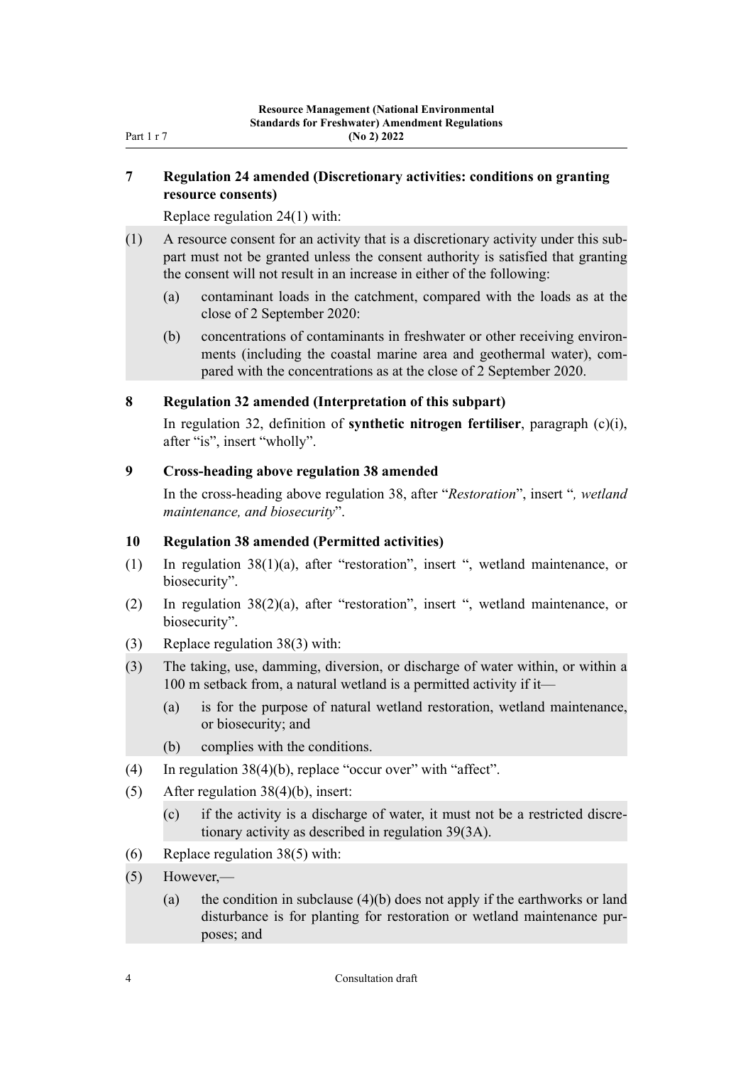### 7 Regulation 24 amended (Discretionary activities: conditions on granting resource consents)

Replace regulation 24(1) with:

(1) A resource consent for an activity that is a discretionary activity under this subpart must not be granted unless the consent authority is satisfied that granting the consent will not result in an increase in either of the following:

  (a) contaminant loads in the catchment, compared with the loads as at the close of 2 September 2020:

  (b) concentrations of contaminants in freshwater or other receiving environments (including the coastal marine area and geothermal water), compared with the concentrations as at the close of 2 September 2020.

### 8 Regulation 32 amended (Interpretation of this subpart)

In regulation 32, definition of **synthetic nitrogen fertiliser**, paragraph (c)(i), after "is", insert "wholly".

### 9 Cross-heading above regulation 38 amended

In the cross-heading above regulation 38, after "*Restoration*", insert "*, wetland maintenance, and biosecurity*".

### 10 Regulation 38 amended (Permitted activities)

(1) In regulation 38(1)(a), after "restoration", insert ", wetland maintenance, or biosecurity".

(2) In regulation 38(2)(a), after "restoration", insert ", wetland maintenance, or biosecurity".

(3) Replace regulation 38(3) with:

(3) The taking, use, damming, diversion, or discharge of water within, or within a 100 m setback from, a natural wetland is a permitted activity if it—

  (a) is for the purpose of natural wetland restoration, wetland maintenance, or biosecurity; and

  (b) complies with the conditions.

(4) In regulation 38(4)(b), replace "occur over" with "affect".

(5) After regulation 38(4)(b), insert:

  (c) if the activity is a discharge of water, it must not be a restricted discretionary activity as described in regulation 39(3A).

(6) Replace regulation 38(5) with:

(5) However,—

  (a) the condition in subclause (4)(b) does not apply if the earthworks or land disturbance is for planting for restoration or wetland maintenance purposes; and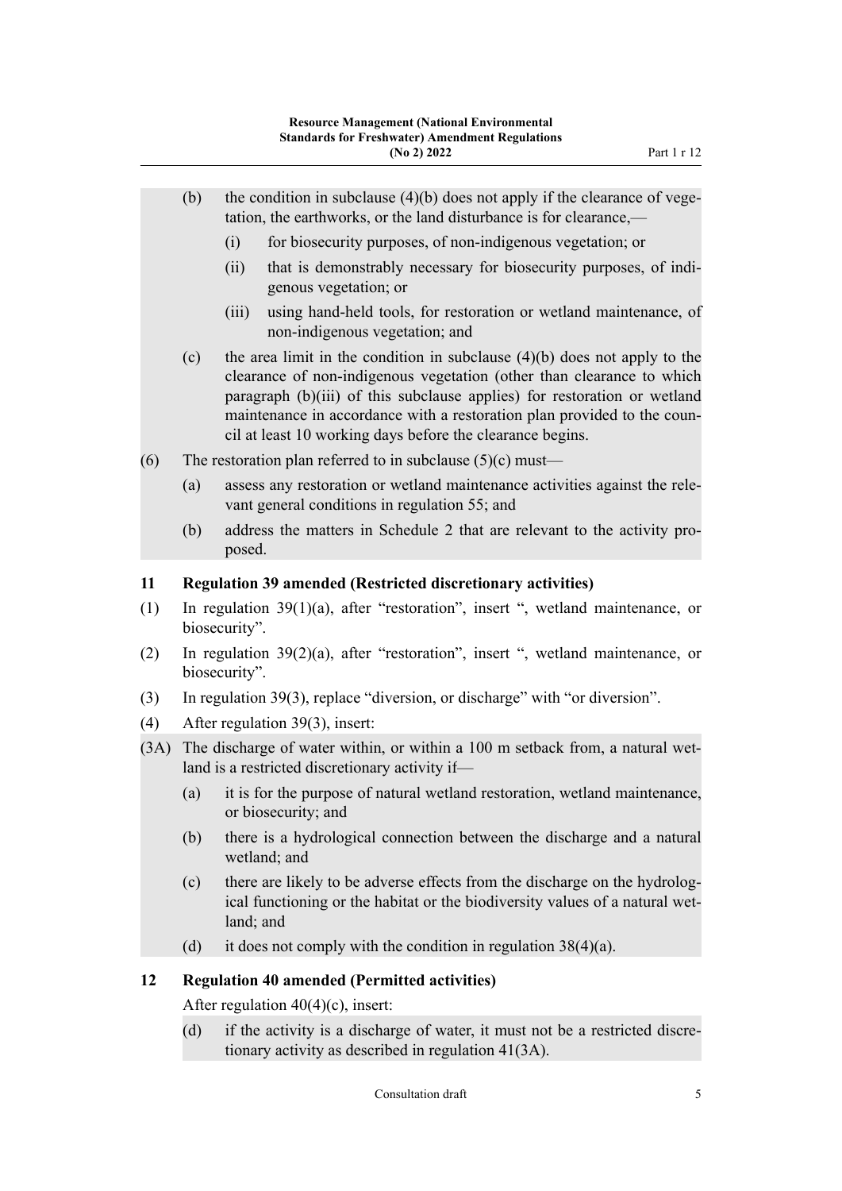(b) the condition in subclause (4)(b) does not apply if the clearance of vegetation, the earthworks, or the land disturbance is for clearance,—

   (i) for biosecurity purposes, of non-indigenous vegetation; or

   (ii) that is demonstrably necessary for biosecurity purposes, of indigenous vegetation; or

   (iii) using hand-held tools, for restoration or wetland maintenance, of non-indigenous vegetation; and

(c) the area limit in the condition in subclause (4)(b) does not apply to the clearance of non-indigenous vegetation (other than clearance to which paragraph (b)(iii) of this subclause applies) for restoration or wetland maintenance in accordance with a restoration plan provided to the council at least 10 working days before the clearance begins.

(6) The restoration plan referred to in subclause (5)(c) must—

   (a) assess any restoration or wetland maintenance activities against the relevant general conditions in regulation 55; and

   (b) address the matters in Schedule 2 that are relevant to the activity proposed.

### 11 Regulation 39 amended (Restricted discretionary activities)

(1) In regulation 39(1)(a), after "restoration", insert ", wetland maintenance, or biosecurity".

(2) In regulation 39(2)(a), after "restoration", insert ", wetland maintenance, or biosecurity".

(3) In regulation 39(3), replace "diversion, or discharge" with "or diversion".

(4) After regulation 39(3), insert:

(3A) The discharge of water within, or within a 100 m setback from, a natural wetland is a restricted discretionary activity if—

   (a) it is for the purpose of natural wetland restoration, wetland maintenance, or biosecurity; and

   (b) there is a hydrological connection between the discharge and a natural wetland; and

   (c) there are likely to be adverse effects from the discharge on the hydrological functioning or the habitat or the biodiversity values of a natural wetland; and

   (d) it does not comply with the condition in regulation 38(4)(a).

### 12 Regulation 40 amended (Permitted activities)

After regulation 40(4)(c), insert:

   (d) if the activity is a discharge of water, it must not be a restricted discretionary activity as described in regulation 41(3A).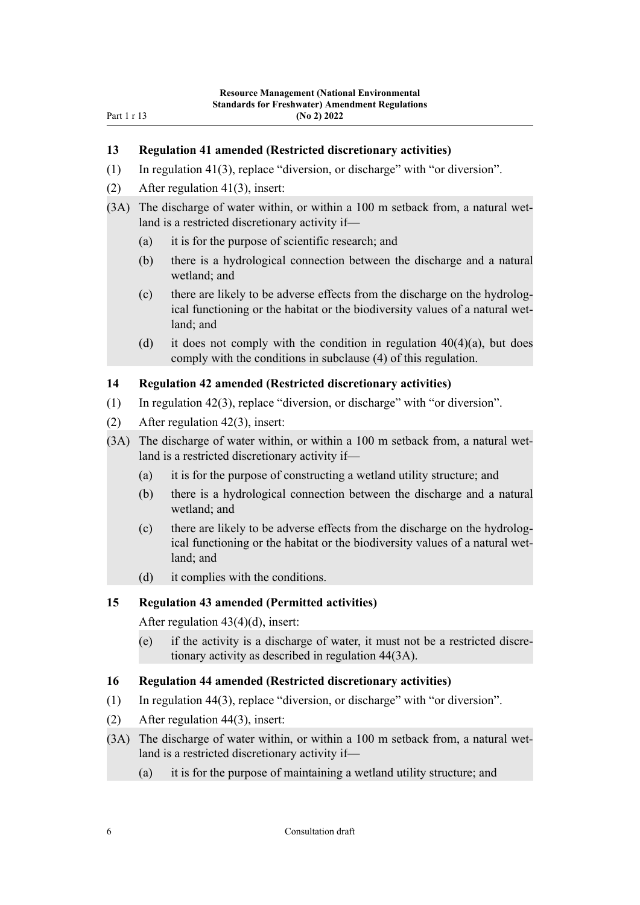### 13 Regulation 41 amended (Restricted discretionary activities)

(1) In regulation 41(3), replace "diversion, or discharge" with "or diversion".

(2) After regulation 41(3), insert:

(3A) The discharge of water within, or within a 100 m setback from, a natural wetland is a restricted discretionary activity if—

  (a) it is for the purpose of scientific research; and

  (b) there is a hydrological connection between the discharge and a natural wetland; and

  (c) there are likely to be adverse effects from the discharge on the hydrological functioning or the habitat or the biodiversity values of a natural wetland; and

  (d) it does not comply with the condition in regulation 40(4)(a), but does comply with the conditions in subclause (4) of this regulation.

### 14 Regulation 42 amended (Restricted discretionary activities)

(1) In regulation 42(3), replace "diversion, or discharge" with "or diversion".

(2) After regulation 42(3), insert:

(3A) The discharge of water within, or within a 100 m setback from, a natural wetland is a restricted discretionary activity if—

  (a) it is for the purpose of constructing a wetland utility structure; and

  (b) there is a hydrological connection between the discharge and a natural wetland; and

  (c) there are likely to be adverse effects from the discharge on the hydrological functioning or the habitat or the biodiversity values of a natural wetland; and

  (d) it complies with the conditions.

### 15 Regulation 43 amended (Permitted activities)

After regulation 43(4)(d), insert:

  (e) if the activity is a discharge of water, it must not be a restricted discretionary activity as described in regulation 44(3A).

### 16 Regulation 44 amended (Restricted discretionary activities)

(1) In regulation 44(3), replace "diversion, or discharge" with "or diversion".

(2) After regulation 44(3), insert:

(3A) The discharge of water within, or within a 100 m setback from, a natural wetland is a restricted discretionary activity if—

  (a) it is for the purpose of maintaining a wetland utility structure; and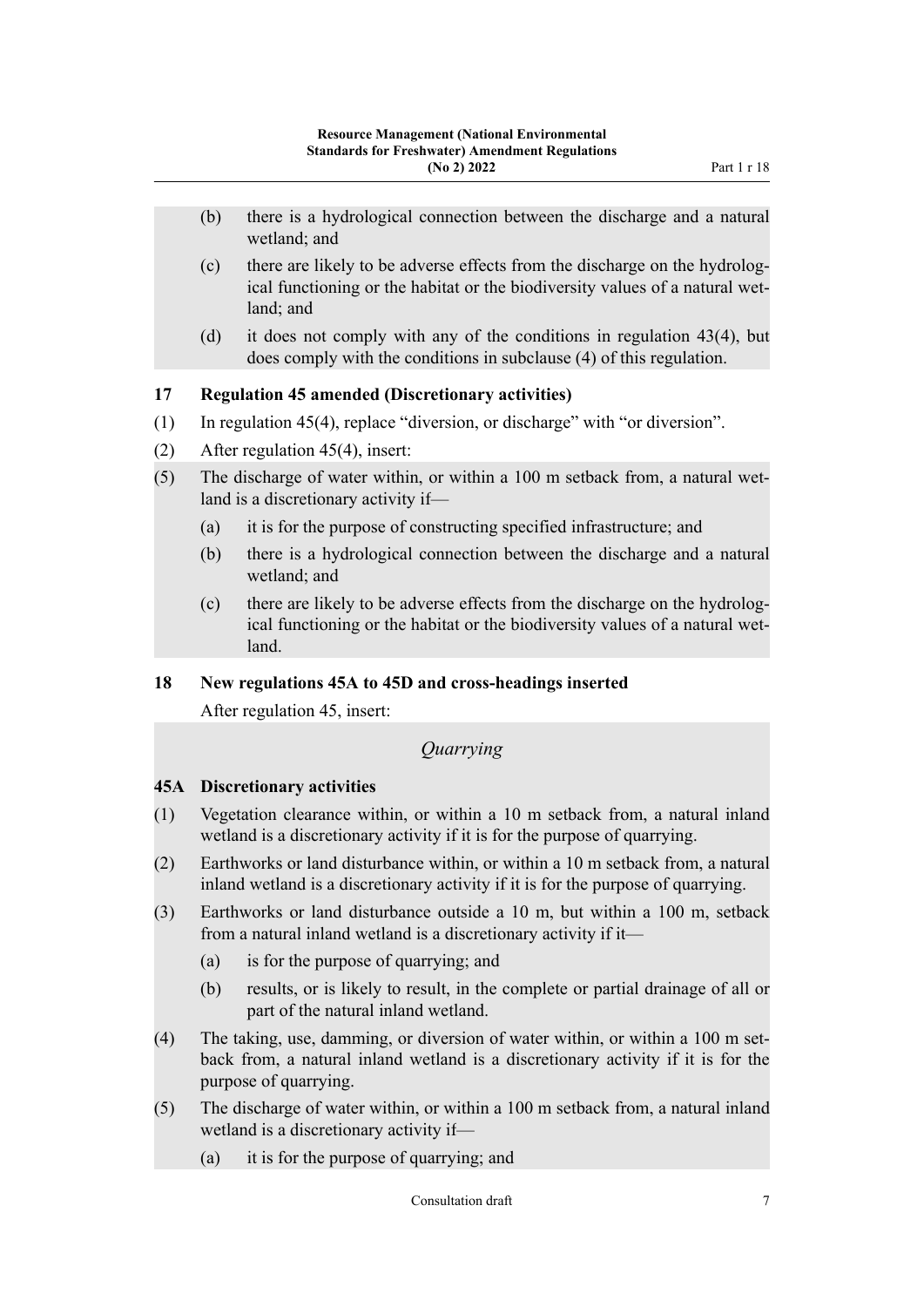(b) there is a hydrological connection between the discharge and a natural wetland; and

(c) there are likely to be adverse effects from the discharge on the hydrological functioning or the habitat or the biodiversity values of a natural wetland; and

(d) it does not comply with any of the conditions in regulation 43(4), but does comply with the conditions in subclause (4) of this regulation.

### 17 Regulation 45 amended (Discretionary activities)

(1) In regulation 45(4), replace "diversion, or discharge" with "or diversion".

(2) After regulation 45(4), insert:

(5) The discharge of water within, or within a 100 m setback from, a natural wetland is a discretionary activity if—

(a) it is for the purpose of constructing specified infrastructure; and

(b) there is a hydrological connection between the discharge and a natural wetland; and

(c) there are likely to be adverse effects from the discharge on the hydrological functioning or the habitat or the biodiversity values of a natural wetland.

### 18 New regulations 45A to 45D and cross-headings inserted

After regulation 45, insert:

*Quarrying*

#### 45A Discretionary activities

(1) Vegetation clearance within, or within a 10 m setback from, a natural inland wetland is a discretionary activity if it is for the purpose of quarrying.

(2) Earthworks or land disturbance within, or within a 10 m setback from, a natural inland wetland is a discretionary activity if it is for the purpose of quarrying.

(3) Earthworks or land disturbance outside a 10 m, but within a 100 m, setback from a natural inland wetland is a discretionary activity if it—

(a) is for the purpose of quarrying; and

(b) results, or is likely to result, in the complete or partial drainage of all or part of the natural inland wetland.

(4) The taking, use, damming, or diversion of water within, or within a 100 m setback from, a natural inland wetland is a discretionary activity if it is for the purpose of quarrying.

(5) The discharge of water within, or within a 100 m setback from, a natural inland wetland is a discretionary activity if—

(a) it is for the purpose of quarrying; and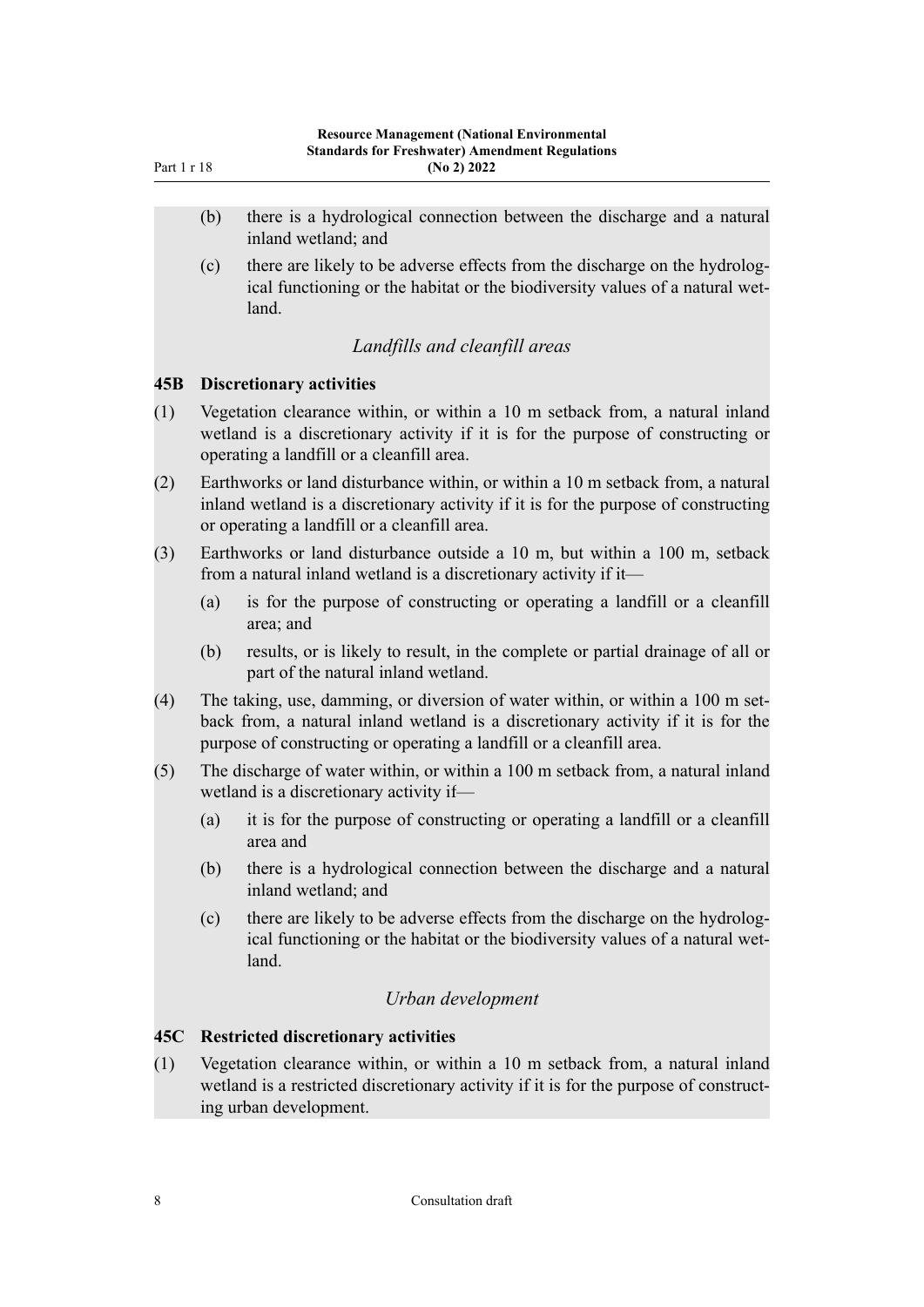(b) there is a hydrological connection between the discharge and a natural inland wetland; and

(c) there are likely to be adverse effects from the discharge on the hydrological functioning or the habitat or the biodiversity values of a natural wetland.

*Landfills and cleanfill areas*

**45B Discretionary activities**

(1) Vegetation clearance within, or within a 10 m setback from, a natural inland wetland is a discretionary activity if it is for the purpose of constructing or operating a landfill or a cleanfill area.

(2) Earthworks or land disturbance within, or within a 10 m setback from, a natural inland wetland is a discretionary activity if it is for the purpose of constructing or operating a landfill or a cleanfill area.

(3) Earthworks or land disturbance outside a 10 m, but within a 100 m, setback from a natural inland wetland is a discretionary activity if it—

(a) is for the purpose of constructing or operating a landfill or a cleanfill area; and

(b) results, or is likely to result, in the complete or partial drainage of all or part of the natural inland wetland.

(4) The taking, use, damming, or diversion of water within, or within a 100 m setback from, a natural inland wetland is a discretionary activity if it is for the purpose of constructing or operating a landfill or a cleanfill area.

(5) The discharge of water within, or within a 100 m setback from, a natural inland wetland is a discretionary activity if—

(a) it is for the purpose of constructing or operating a landfill or a cleanfill area and

(b) there is a hydrological connection between the discharge and a natural inland wetland; and

(c) there are likely to be adverse effects from the discharge on the hydrological functioning or the habitat or the biodiversity values of a natural wetland.

*Urban development*

**45C Restricted discretionary activities**

(1) Vegetation clearance within, or within a 10 m setback from, a natural inland wetland is a restricted discretionary activity if it is for the purpose of constructing urban development.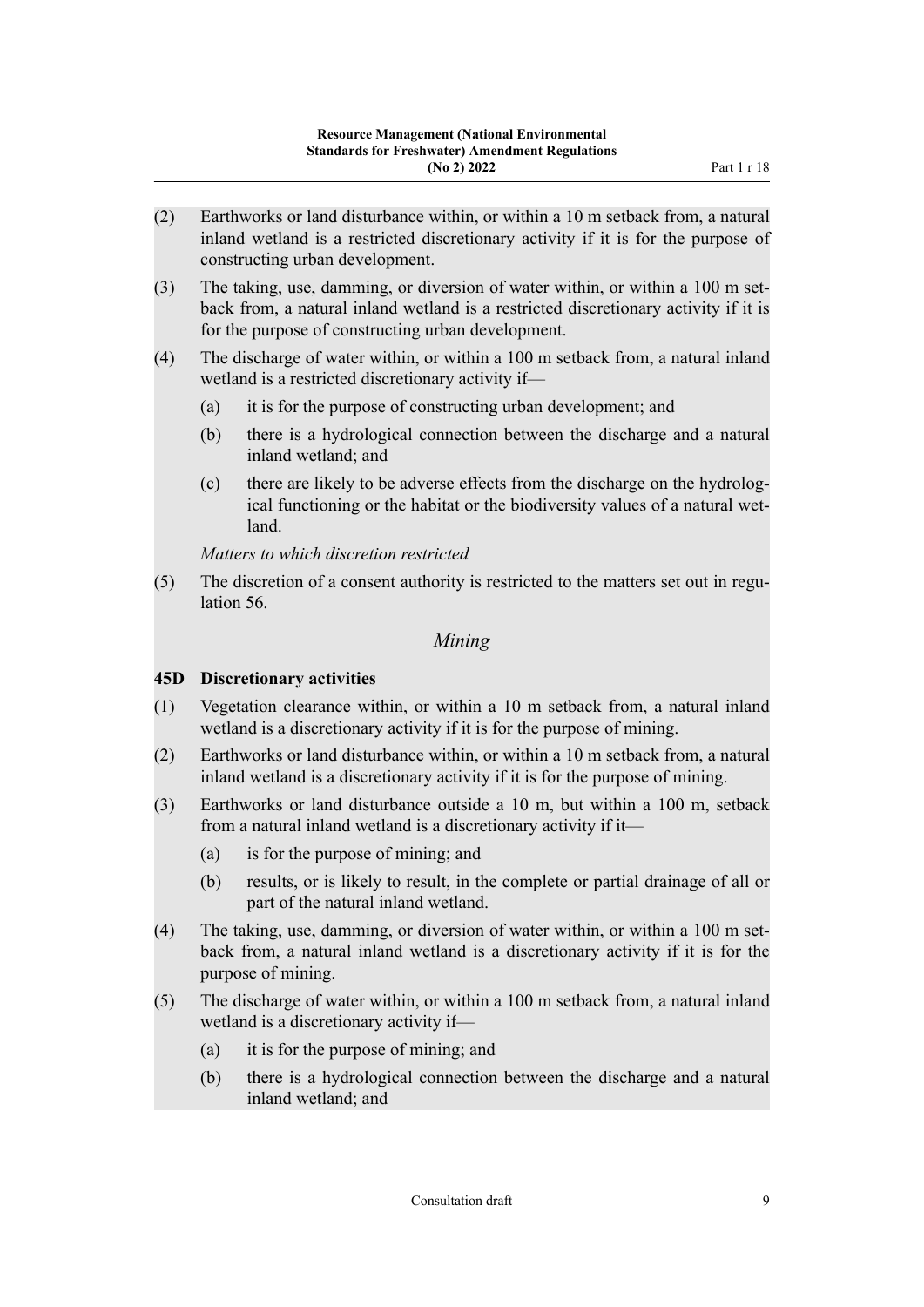(2) Earthworks or land disturbance within, or within a 10 m setback from, a natural inland wetland is a restricted discretionary activity if it is for the purpose of constructing urban development.

(3) The taking, use, damming, or diversion of water within, or within a 100 m setback from, a natural inland wetland is a restricted discretionary activity if it is for the purpose of constructing urban development.

(4) The discharge of water within, or within a 100 m setback from, a natural inland wetland is a restricted discretionary activity if—

- (a) it is for the purpose of constructing urban development; and
- (b) there is a hydrological connection between the discharge and a natural inland wetland; and
- (c) there are likely to be adverse effects from the discharge on the hydrological functioning or the habitat or the biodiversity values of a natural wetland.

*Matters to which discretion restricted*

(5) The discretion of a consent authority is restricted to the matters set out in regulation 56.

## *Mining*

### 45D Discretionary activities

(1) Vegetation clearance within, or within a 10 m setback from, a natural inland wetland is a discretionary activity if it is for the purpose of mining.

(2) Earthworks or land disturbance within, or within a 10 m setback from, a natural inland wetland is a discretionary activity if it is for the purpose of mining.

(3) Earthworks or land disturbance outside a 10 m, but within a 100 m, setback from a natural inland wetland is a discretionary activity if it—

- (a) is for the purpose of mining; and
- (b) results, or is likely to result, in the complete or partial drainage of all or part of the natural inland wetland.

(4) The taking, use, damming, or diversion of water within, or within a 100 m setback from, a natural inland wetland is a discretionary activity if it is for the purpose of mining.

(5) The discharge of water within, or within a 100 m setback from, a natural inland wetland is a discretionary activity if—

- (a) it is for the purpose of mining; and
- (b) there is a hydrological connection between the discharge and a natural inland wetland; and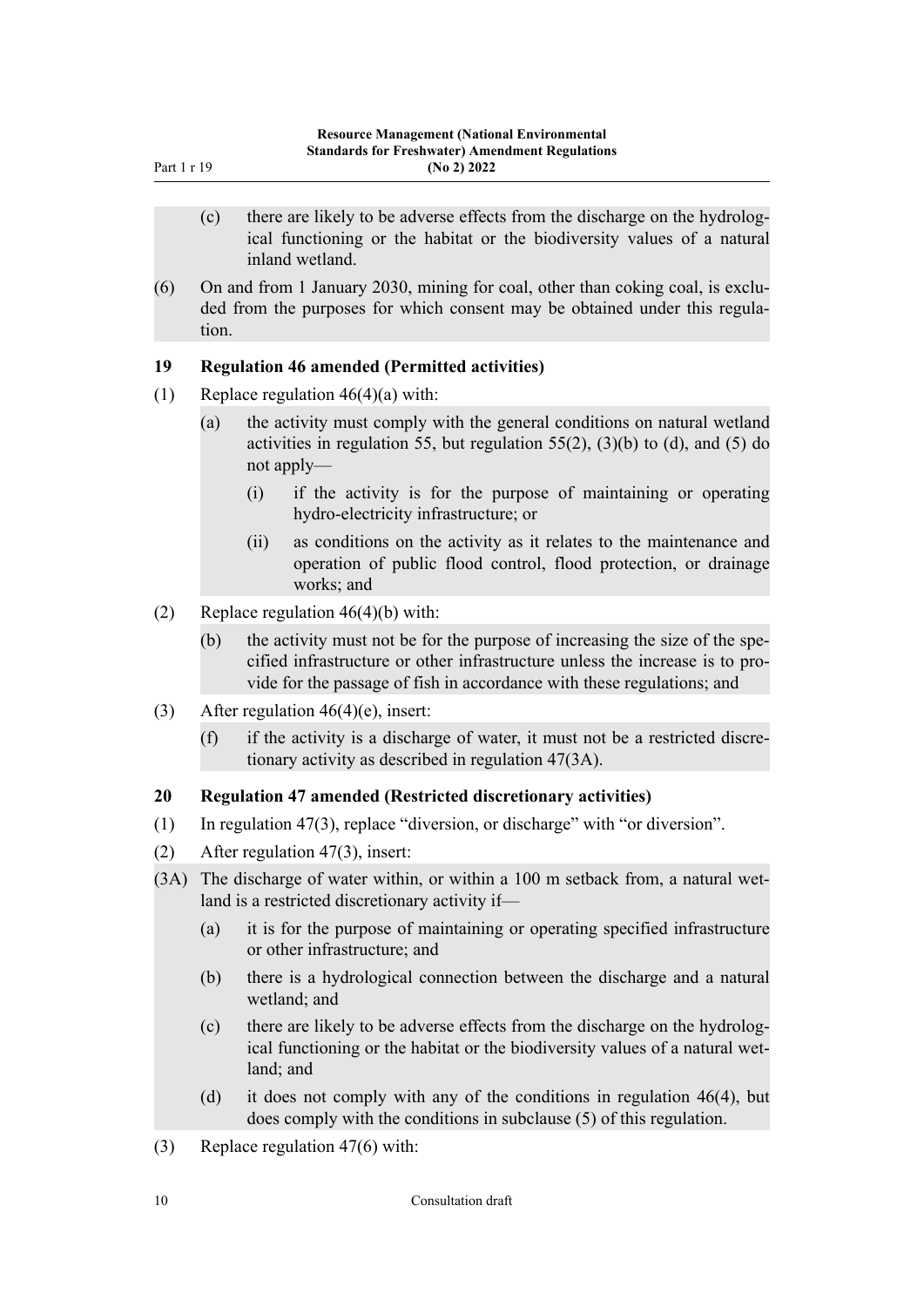(c) there are likely to be adverse effects from the discharge on the hydrological functioning or the habitat or the biodiversity values of a natural inland wetland.

(6) On and from 1 January 2030, mining for coal, other than coking coal, is excluded from the purposes for which consent may be obtained under this regulation.

### 19 Regulation 46 amended (Permitted activities)

(1) Replace regulation 46(4)(a) with:

(a) the activity must comply with the general conditions on natural wetland activities in regulation 55, but regulation 55(2), (3)(b) to (d), and (5) do not apply—

(i) if the activity is for the purpose of maintaining or operating hydro-electricity infrastructure; or

(ii) as conditions on the activity as it relates to the maintenance and operation of public flood control, flood protection, or drainage works; and

(2) Replace regulation 46(4)(b) with:

(b) the activity must not be for the purpose of increasing the size of the specified infrastructure or other infrastructure unless the increase is to provide for the passage of fish in accordance with these regulations; and

(3) After regulation 46(4)(e), insert:

(f) if the activity is a discharge of water, it must not be a restricted discretionary activity as described in regulation 47(3A).

### 20 Regulation 47 amended (Restricted discretionary activities)

(1) In regulation 47(3), replace "diversion, or discharge" with "or diversion".

(2) After regulation 47(3), insert:

(3A) The discharge of water within, or within a 100 m setback from, a natural wetland is a restricted discretionary activity if—

(a) it is for the purpose of maintaining or operating specified infrastructure or other infrastructure; and

(b) there is a hydrological connection between the discharge and a natural wetland; and

(c) there are likely to be adverse effects from the discharge on the hydrological functioning or the habitat or the biodiversity values of a natural wetland; and

(d) it does not comply with any of the conditions in regulation 46(4), but does comply with the conditions in subclause (5) of this regulation.

(3) Replace regulation 47(6) with: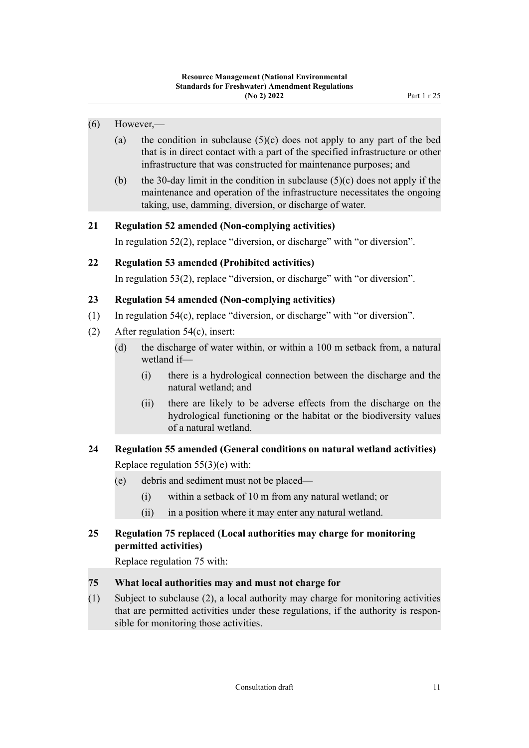(6) However,—

(a) the condition in subclause (5)(c) does not apply to any part of the bed that is in direct contact with a part of the specified infrastructure or other infrastructure that was constructed for maintenance purposes; and

(b) the 30-day limit in the condition in subclause (5)(c) does not apply if the maintenance and operation of the infrastructure necessitates the ongoing taking, use, damming, diversion, or discharge of water.

### 21 Regulation 52 amended (Non-complying activities)

In regulation 52(2), replace "diversion, or discharge" with "or diversion".

### 22 Regulation 53 amended (Prohibited activities)

In regulation 53(2), replace "diversion, or discharge" with "or diversion".

### 23 Regulation 54 amended (Non-complying activities)

(1) In regulation 54(c), replace "diversion, or discharge" with "or diversion".

(2) After regulation 54(c), insert:

(d) the discharge of water within, or within a 100 m setback from, a natural wetland if—

(i) there is a hydrological connection between the discharge and the natural wetland; and

(ii) there are likely to be adverse effects from the discharge on the hydrological functioning or the habitat or the biodiversity values of a natural wetland.

### 24 Regulation 55 amended (General conditions on natural wetland activities)

Replace regulation 55(3)(e) with:

(e) debris and sediment must not be placed—

(i) within a setback of 10 m from any natural wetland; or

(ii) in a position where it may enter any natural wetland.

### 25 Regulation 75 replaced (Local authorities may charge for monitoring permitted activities)

Replace regulation 75 with:

### 75 What local authorities may and must not charge for

(1) Subject to subclause (2), a local authority may charge for monitoring activities that are permitted activities under these regulations, if the authority is responsible for monitoring those activities.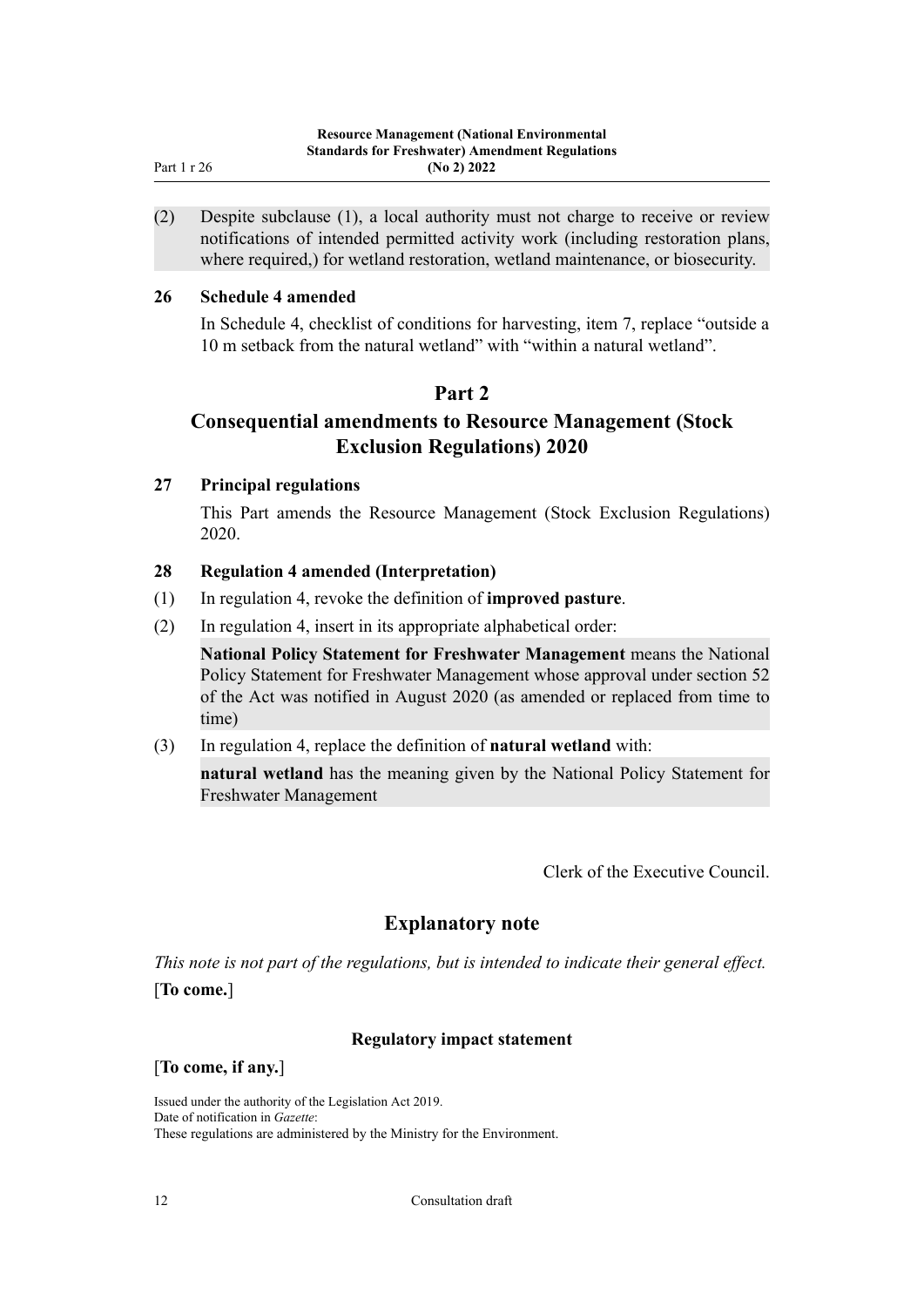(2) Despite subclause (1), a local authority must not charge to receive or review notifications of intended permitted activity work (including restoration plans, where required,) for wetland restoration, wetland maintenance, or biosecurity.

### 26 Schedule 4 amended

In Schedule 4, checklist of conditions for harvesting, item 7, replace "outside a 10 m setback from the natural wetland" with "within a natural wetland".

## Part 2

## Consequential amendments to Resource Management (Stock Exclusion Regulations) 2020

### 27 Principal regulations

This Part amends the Resource Management (Stock Exclusion Regulations) 2020.

### 28 Regulation 4 amended (Interpretation)

(1) In regulation 4, revoke the definition of **improved pasture**.

(2) In regulation 4, insert in its appropriate alphabetical order:

**National Policy Statement for Freshwater Management** means the National Policy Statement for Freshwater Management whose approval under section 52 of the Act was notified in August 2020 (as amended or replaced from time to time)

(3) In regulation 4, replace the definition of **natural wetland** with:

**natural wetland** has the meaning given by the National Policy Statement for Freshwater Management

Clerk of the Executive Council.

## Explanatory note

*This note is not part of the regulations, but is intended to indicate their general effect.*

[**To come.**]

### Regulatory impact statement

[**To come, if any.**]

Issued under the authority of the Legislation Act 2019.
Date of notification in *Gazette*:
These regulations are administered by the Ministry for the Environment.

Consultation draft